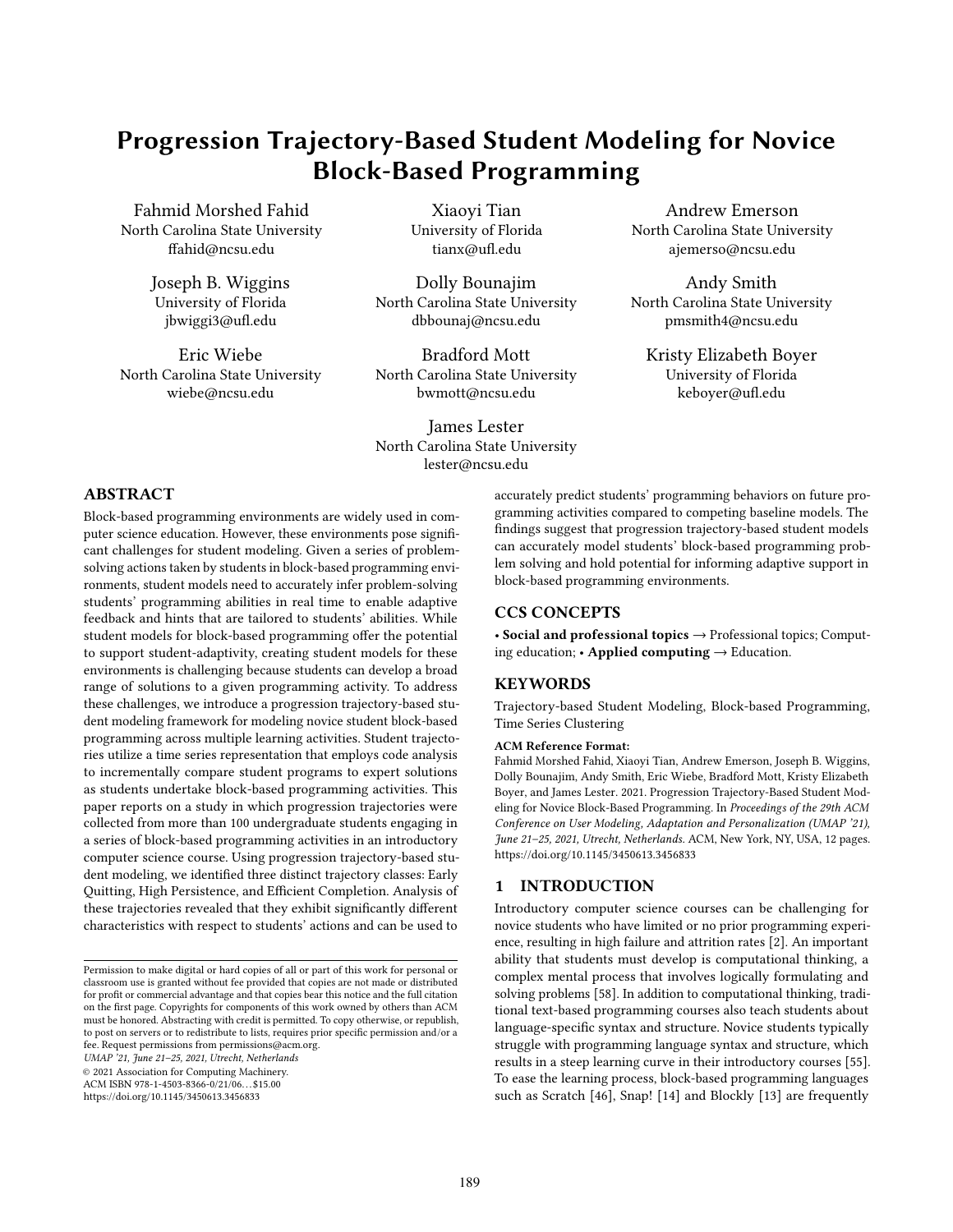# Progression Trajectory-Based Student Modeling for Novice Block-Based Programming

Fahmid Morshed Fahid
North Carolina State University
ffahid@ncsu.edu

Xiaoyi Tian
University of Florida
tianx@ufl.edu

Andrew Emerson
North Carolina State University
ajemerso@ncsu.edu

Joseph B. Wiggins
University of Florida
jbwiggi3@ufl.edu

Dolly Bounajim
North Carolina State University
dbbounaj@ncsu.edu

Andy Smith
North Carolina State University
pmsmith4@ncsu.edu

Eric Wiebe
North Carolina State University
wiebe@ncsu.edu

Bradford Mott
North Carolina State University
bwmott@ncsu.edu

Kristy Elizabeth Boyer
University of Florida
keboyer@ufl.edu

James Lester
North Carolina State University
lester@ncsu.edu

## ABSTRACT

Block-based programming environments are widely used in computer science education. However, these environments pose significant challenges for student modeling. Given a series of problem-solving actions taken by students in block-based programming environments, student models need to accurately infer problem-solving students' programming abilities in real time to enable adaptive feedback and hints that are tailored to students' abilities. While student models for block-based programming offer the potential to support student-adaptivity, creating student models for these environments is challenging because students can develop a broad range of solutions to a given programming activity. To address these challenges, we introduce a progression trajectory-based student modeling framework for modeling novice student block-based programming across multiple learning activities. Student trajectories utilize a time series representation that employs code analysis to incrementally compare student programs to expert solutions as students undertake block-based programming activities. This paper reports on a study in which progression trajectories were collected from more than 100 undergraduate students engaging in a series of block-based programming activities in an introductory computer science course. Using progression trajectory-based student modeling, we identified three distinct trajectory classes: Early Quitting, High Persistence, and Efficient Completion. Analysis of these trajectories revealed that they exhibit significantly different characteristics with respect to students' actions and can be used to accurately predict students' programming behaviors on future programming activities compared to competing baseline models. The findings suggest that progression trajectory-based student models can accurately model students' block-based programming problem solving and hold potential for informing adaptive support in block-based programming environments.

## CCS CONCEPTS

• **Social and professional topics** → Professional topics; Computing education; • **Applied computing** → Education.

## KEYWORDS

Trajectory-based Student Modeling, Block-based Programming, Time Series Clustering

**ACM Reference Format:**
Fahmid Morshed Fahid, Xiaoyi Tian, Andrew Emerson, Joseph B. Wiggins, Dolly Bounajim, Andy Smith, Eric Wiebe, Bradford Mott, Kristy Elizabeth Boyer, and James Lester. 2021. Progression Trajectory-Based Student Modeling for Novice Block-Based Programming. In *Proceedings of the 29th ACM Conference on User Modeling, Adaptation and Personalization (UMAP '21), June 21–25, 2021, Utrecht, Netherlands.* ACM, New York, NY, USA, 12 pages. https://doi.org/10.1145/3450613.3456833

## 1 INTRODUCTION

Introductory computer science courses can be challenging for novice students who have limited or no prior programming experience, resulting in high failure and attrition rates [2]. An important ability that students must develop is computational thinking, a complex mental process that involves logically formulating and solving problems [58]. In addition to computational thinking, traditional text-based programming courses also teach students about language-specific syntax and structure. Novice students typically struggle with programming language syntax and structure, which results in a steep learning curve in their introductory courses [55]. To ease the learning process, block-based programming languages such as Scratch [46], Snap! [14] and Blockly [13] are frequently

Permission to make digital or hard copies of all or part of this work for personal or classroom use is granted without fee provided that copies are not made or distributed for profit or commercial advantage and that copies bear this notice and the full citation on the first page. Copyrights for components of this work owned by others than ACM must be honored. Abstracting with credit is permitted. To copy otherwise, or republish, to post on servers or to redistribute to lists, requires prior specific permission and/or a fee. Request permissions from permissions@acm.org.
*UMAP '21, June 21–25, 2021, Utrecht, Netherlands*
© 2021 Association for Computing Machinery.
ACM ISBN 978-1-4503-8366-0/21/06…$15.00
https://doi.org/10.1145/3450613.3456833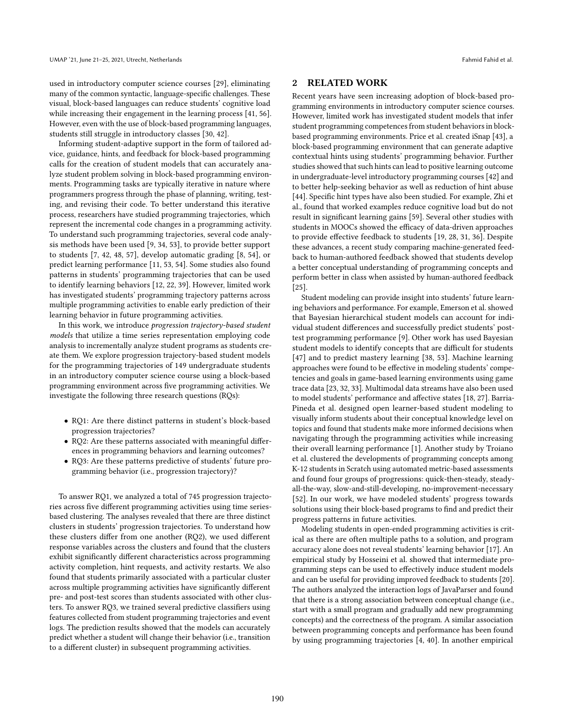used in introductory computer science courses [29], eliminating many of the common syntactic, language-specific challenges. These visual, block-based languages can reduce students' cognitive load while increasing their engagement in the learning process [41, 56]. However, even with the use of block-based programming languages, students still struggle in introductory classes [30, 42].

Informing student-adaptive support in the form of tailored advice, guidance, hints, and feedback for block-based programming calls for the creation of student models that can accurately analyze student problem solving in block-based programming environments. Programming tasks are typically iterative in nature where programmers progress through the phase of planning, writing, testing, and revising their code. To better understand this iterative process, researchers have studied programming trajectories, which represent the incremental code changes in a programming activity. To understand such programming trajectories, several code analysis methods have been used [9, 34, 53], to provide better support to students [7, 42, 48, 57], develop automatic grading [8, 54], or predict learning performance [11, 53, 54]. Some studies also found patterns in students' programming trajectories that can be used to identify learning behaviors [12, 22, 39]. However, limited work has investigated students' programming trajectory patterns across multiple programming activities to enable early prediction of their learning behavior in future programming activities.

In this work, we introduce *progression trajectory-based student models* that utilize a time series representation employing code analysis to incrementally analyze student programs as students create them. We explore progression trajectory-based student models for the programming trajectories of 149 undergraduate students in an introductory computer science course using a block-based programming environment across five programming activities. We investigate the following three research questions (RQs):

- RQ1: Are there distinct patterns in student's block-based progression trajectories?
- RQ2: Are these patterns associated with meaningful differences in programming behaviors and learning outcomes?
- RQ3: Are these patterns predictive of students' future programming behavior (i.e., progression trajectory)?

To answer RQ1, we analyzed a total of 745 progression trajectories across five different programming activities using time series-based clustering. The analyses revealed that there are three distinct clusters in students' progression trajectories. To understand how these clusters differ from one another (RQ2), we used different response variables across the clusters and found that the clusters exhibit significantly different characteristics across programming activity completion, hint requests, and activity restarts. We also found that students primarily associated with a particular cluster across multiple programming activities have significantly different pre- and post-test scores than students associated with other clusters. To answer RQ3, we trained several predictive classifiers using features collected from student programming trajectories and event logs. The prediction results showed that the models can accurately predict whether a student will change their behavior (i.e., transition to a different cluster) in subsequent programming activities.

## 2 RELATED WORK

Recent years have seen increasing adoption of block-based programming environments in introductory computer science courses. However, limited work has investigated student models that infer student programming competences from student behaviors in block-based programming environments. Price et al. created iSnap [43], a block-based programming environment that can generate adaptive contextual hints using students' programming behavior. Further studies showed that such hints can lead to positive learning outcome in undergraduate-level introductory programming courses [42] and to better help-seeking behavior as well as reduction of hint abuse [44]. Specific hint types have also been studied. For example, Zhi et al., found that worked examples reduce cognitive load but do not result in significant learning gains [59]. Several other studies with students in MOOCs showed the efficacy of data-driven approaches to provide effective feedback to students [19, 28, 31, 36]. Despite these advances, a recent study comparing machine-generated feedback to human-authored feedback showed that students develop a better conceptual understanding of programming concepts and perform better in class when assisted by human-authored feedback [25].

Student modeling can provide insight into students' future learning behaviors and performance. For example, Emerson et al. showed that Bayesian hierarchical student models can account for individual student differences and successfully predict students' post-test programming performance [9]. Other work has used Bayesian student models to identify concepts that are difficult for students [47] and to predict mastery learning [38, 53]. Machine learning approaches were found to be effective in modeling students' competencies and goals in game-based learning environments using game trace data [23, 32, 33]. Multimodal data streams have also been used to model students' performance and affective states [18, 27]. Barria-Pineda et al. designed open learner-based student modeling to visually inform students about their conceptual knowledge level on topics and found that students make more informed decisions when navigating through the programming activities while increasing their overall learning performance [1]. Another study by Troiano et al. clustered the developments of programming concepts among K-12 students in Scratch using automated metric-based assessments and found four groups of progressions: quick-then-steady, steady-all-the-way, slow-and-still-developing, no-improvement-necessary [52]. In our work, we have modeled students' progress towards solutions using their block-based programs to find and predict their progress patterns in future activities.

Modeling students in open-ended programming activities is critical as there are often multiple paths to a solution, and program accuracy alone does not reveal students' learning behavior [17]. An empirical study by Hosseini et al. showed that intermediate programming steps can be used to effectively induce student models and can be useful for providing improved feedback to students [20]. The authors analyzed the interaction logs of JavaParser and found that there is a strong association between conceptual change (i.e., start with a small program and gradually add new programming concepts) and the correctness of the program. A similar association between programming concepts and performance has been found by using programming trajectories [4, 40]. In another empirical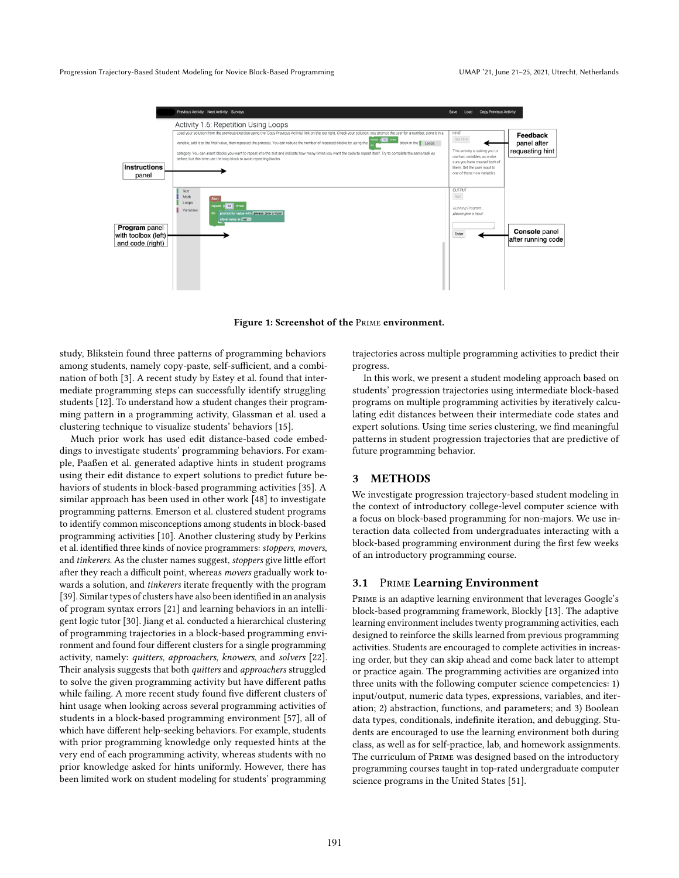Figure 1: Screenshot of the Prime environment.

study, Blikstein found three patterns of programming behaviors among students, namely copy-paste, self-sufficient, and a combination of both [3]. A recent study by Estey et al. found that intermediate programming steps can successfully identify struggling students [12]. To understand how a student changes their programming pattern in a programming activity, Glassman et al. used a clustering technique to visualize students' behaviors [15].

Much prior work has used edit distance-based code embeddings to investigate students' programming behaviors. For example, Paaßen et al. generated adaptive hints in student programs using their edit distance to expert solutions to predict future behaviors of students in block-based programming activities [35]. A similar approach has been used in other work [48] to investigate programming patterns. Emerson et al. clustered student programs to identify common misconceptions among students in block-based programming activities [10]. Another clustering study by Perkins et al. identified three kinds of novice programmers: *stoppers*, *movers*, and *tinkerers*. As the cluster names suggest, *stoppers* give little effort after they reach a difficult point, whereas *movers* gradually work towards a solution, and *tinkerers* iterate frequently with the program [39]. Similar types of clusters have also been identified in an analysis of program syntax errors [21] and learning behaviors in an intelligent logic tutor [30]. Jiang et al. conducted a hierarchical clustering of programming trajectories in a block-based programming environment and found four different clusters for a single programming activity, namely: *quitters*, *approachers*, *knowers*, and *solvers* [22]. Their analysis suggests that both *quitters* and *approachers* struggled to solve the given programming activity but have different paths while failing. A more recent study found five different clusters of hint usage when looking across several programming activities of students in a block-based programming environment [57], all of which have different help-seeking behaviors. For example, students with prior programming knowledge only requested hints at the very end of each programming activity, whereas students with no prior knowledge asked for hints uniformly. However, there has been limited work on student modeling for students' programming trajectories across multiple programming activities to predict their progress.

In this work, we present a student modeling approach based on students' progression trajectories using intermediate block-based programs on multiple programming activities by iteratively calculating edit distances between their intermediate code states and expert solutions. Using time series clustering, we find meaningful patterns in student progression trajectories that are predictive of future programming behavior.

# 3 METHODS

We investigate progression trajectory-based student modeling in the context of introductory college-level computer science with a focus on block-based programming for non-majors. We use interaction data collected from undergraduates interacting with a block-based programming environment during the first few weeks of an introductory programming course.

## 3.1 Prime Learning Environment

Prime is an adaptive learning environment that leverages Google's block-based programming framework, Blockly [13]. The adaptive learning environment includes twenty programming activities, each designed to reinforce the skills learned from previous programming activities. Students are encouraged to complete activities in increasing order, but they can skip ahead and come back later to attempt or practice again. The programming activities are organized into three units with the following computer science competencies: 1) input/output, numeric data types, expressions, variables, and iteration; 2) abstraction, functions, and parameters; and 3) Boolean data types, conditionals, indefinite iteration, and debugging. Students are encouraged to use the learning environment both during class, as well as for self-practice, lab, and homework assignments. The curriculum of Prime was designed based on the introductory programming courses taught in top-rated undergraduate computer science programs in the United States [51].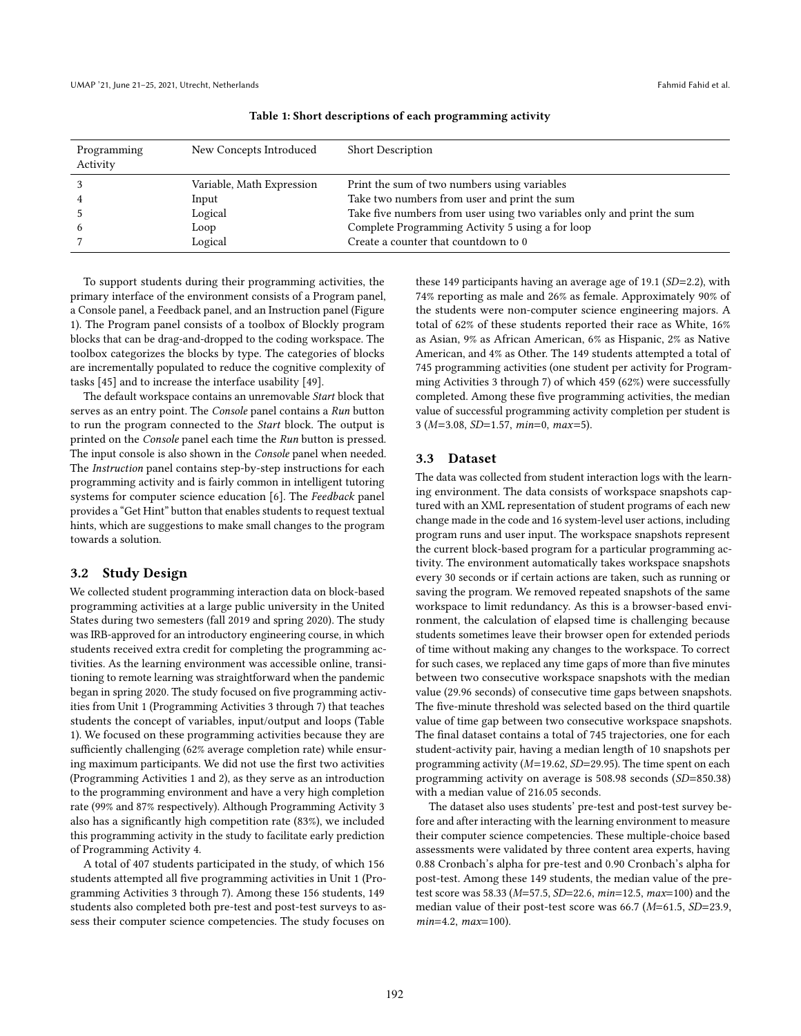**Table 1: Short descriptions of each programming activity**

| Programming Activity | New Concepts Introduced | Short Description |
|---|---|---|
| 3 | Variable, Math Expression | Print the sum of two numbers using variables |
| 4 | Input | Take two numbers from user and print the sum |
| 5 | Logical | Take five numbers from user using two variables only and print the sum |
| 6 | Loop | Complete Programming Activity 5 using a for loop |
| 7 | Logical | Create a counter that countdown to 0 |

To support students during their programming activities, the primary interface of the environment consists of a Program panel, a Console panel, a Feedback panel, and an Instruction panel (Figure 1). The Program panel consists of a toolbox of Blockly program blocks that can be drag-and-dropped to the coding workspace. The toolbox categorizes the blocks by type. The categories of blocks are incrementally populated to reduce the cognitive complexity of tasks [45] and to increase the interface usability [49].

The default workspace contains an unremovable *Start* block that serves as an entry point. The *Console* panel contains a *Run* button to run the program connected to the *Start* block. The output is printed on the *Console* panel each time the *Run* button is pressed. The input console is also shown in the *Console* panel when needed. The *Instruction* panel contains step-by-step instructions for each programming activity and is fairly common in intelligent tutoring systems for computer science education [6]. The *Feedback* panel provides a "Get Hint" button that enables students to request textual hints, which are suggestions to make small changes to the program towards a solution.

## 3.2 Study Design

We collected student programming interaction data on block-based programming activities at a large public university in the United States during two semesters (fall 2019 and spring 2020). The study was IRB-approved for an introductory engineering course, in which students received extra credit for completing the programming activities. As the learning environment was accessible online, transitioning to remote learning was straightforward when the pandemic began in spring 2020. The study focused on five programming activities from Unit 1 (Programming Activities 3 through 7) that teaches students the concept of variables, input/output and loops (Table 1). We focused on these programming activities because they are sufficiently challenging (62% average completion rate) while ensuring maximum participants. We did not use the first two activities (Programming Activities 1 and 2), as they serve as an introduction to the programming environment and have a very high completion rate (99% and 87% respectively). Although Programming Activity 3 also has a significantly high competition rate (83%), we included this programming activity in the study to facilitate early prediction of Programming Activity 4.

A total of 407 students participated in the study, of which 156 students attempted all five programming activities in Unit 1 (Programming Activities 3 through 7). Among these 156 students, 149 students also completed both pre-test and post-test surveys to assess their computer science competencies. The study focuses on these 149 participants having an average age of 19.1 (*SD*=2.2), with 74% reporting as male and 26% as female. Approximately 90% of the students were non-computer science engineering majors. A total of 62% of these students reported their race as White, 16% as Asian, 9% as African American, 6% as Hispanic, 2% as Native American, and 4% as Other. The 149 students attempted a total of 745 programming activities (one student per activity for Programming Activities 3 through 7) of which 459 (62%) were successfully completed. Among these five programming activities, the median value of successful programming activity completion per student is 3 (*M*=3.08, *SD*=1.57, *min*=0, *max*=5).

## 3.3 Dataset

The data was collected from student interaction logs with the learning environment. The data consists of workspace snapshots captured with an XML representation of student programs of each new change made in the code and 16 system-level user actions, including program runs and user input. The workspace snapshots represent the current block-based program for a particular programming activity. The environment automatically takes workspace snapshots every 30 seconds or if certain actions are taken, such as running or saving the program. We removed repeated snapshots of the same workspace to limit redundancy. As this is a browser-based environment, the calculation of elapsed time is challenging because students sometimes leave their browser open for extended periods of time without making any changes to the workspace. To correct for such cases, we replaced any time gaps of more than five minutes between two consecutive workspace snapshots with the median value (29.96 seconds) of consecutive time gaps between snapshots. The five-minute threshold was selected based on the third quartile value of time gap between two consecutive workspace snapshots. The final dataset contains a total of 745 trajectories, one for each student-activity pair, having a median length of 10 snapshots per programming activity (*M*=19.62, *SD*=29.95). The time spent on each programming activity on average is 508.98 seconds (*SD*=850.38) with a median value of 216.05 seconds.

The dataset also uses students' pre-test and post-test survey before and after interacting with the learning environment to measure their computer science competencies. These multiple-choice based assessments were validated by three content area experts, having 0.88 Cronbach's alpha for pre-test and 0.90 Cronbach's alpha for post-test. Among these 149 students, the median value of the pre-test score was 58.33 (*M*=57.5, *SD*=22.6, *min*=12.5, *max*=100) and the median value of their post-test score was 66.7 (*M*=61.5, *SD*=23.9, *min*=4.2, *max*=100).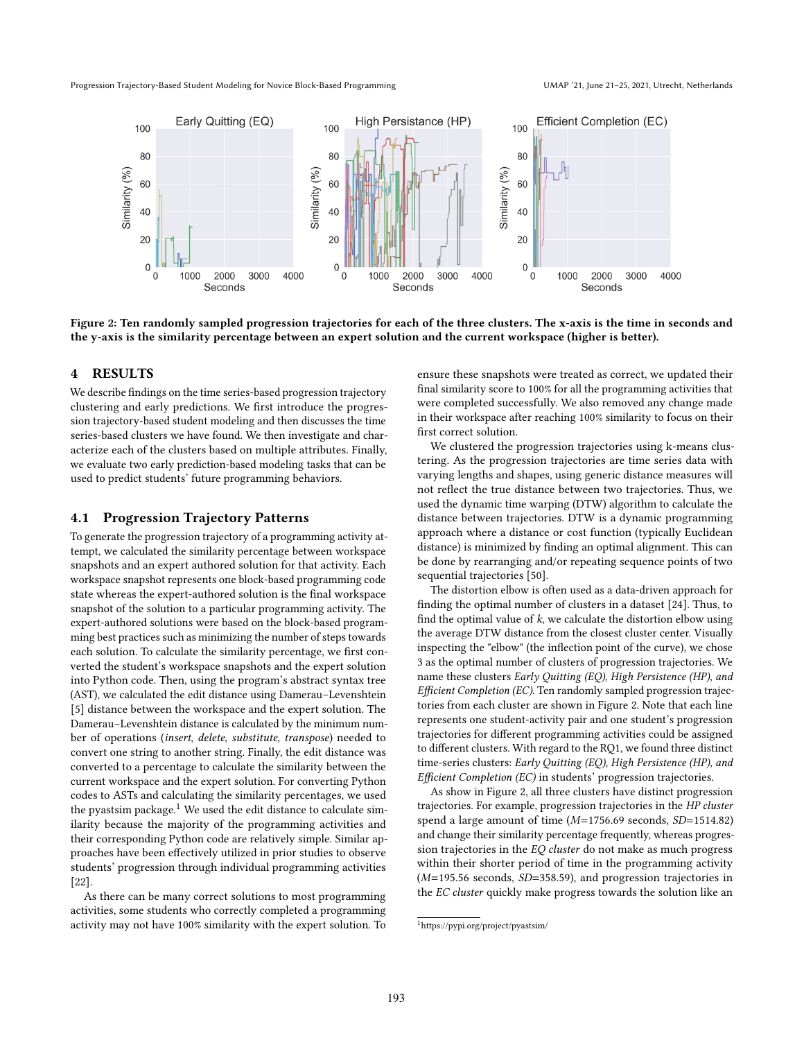Figure 2: Ten randomly sampled progression trajectories for each of the three clusters. The x-axis is the time in seconds and the y-axis is the similarity percentage between an expert solution and the current workspace (higher is better).

## 4 RESULTS

We describe findings on the time series-based progression trajectory clustering and early predictions. We first introduce the progression trajectory-based student modeling and then discusses the time series-based clusters we have found. We then investigate and characterize each of the clusters based on multiple attributes. Finally, we evaluate two early prediction-based modeling tasks that can be used to predict students' future programming behaviors.

### 4.1 Progression Trajectory Patterns

To generate the progression trajectory of a programming activity attempt, we calculated the similarity percentage between workspace snapshots and an expert authored solution for that activity. Each workspace snapshot represents one block-based programming code state whereas the expert-authored solution is the final workspace snapshot of the solution to a particular programming activity. The expert-authored solutions were based on the block-based programming best practices such as minimizing the number of steps towards each solution. To calculate the similarity percentage, we first converted the student's workspace snapshots and the expert solution into Python code. Then, using the program's abstract syntax tree (AST), we calculated the edit distance using Damerau–Levenshtein [5] distance between the workspace and the expert solution. The Damerau–Levenshtein distance is calculated by the minimum number of operations (*insert*, *delete*, *substitute*, *transpose*) needed to convert one string to another string. Finally, the edit distance was converted to a percentage to calculate the similarity between the current workspace and the expert solution. For converting Python codes to ASTs and calculating the similarity percentages, we used the pyastsim package.[1] We used the edit distance to calculate similarity because the majority of the programming activities and their corresponding Python code are relatively simple. Similar approaches have been effectively utilized in prior studies to observe students' progression through individual programming activities [22].

As there can be many correct solutions to most programming activities, some students who correctly completed a programming activity may not have 100% similarity with the expert solution. To ensure these snapshots were treated as correct, we updated their final similarity score to 100% for all the programming activities that were completed successfully. We also removed any change made in their workspace after reaching 100% similarity to focus on their first correct solution.

We clustered the progression trajectories using k-means clustering. As the progression trajectories are time series data with varying lengths and shapes, using generic distance measures will not reflect the true distance between two trajectories. Thus, we used the dynamic time warping (DTW) algorithm to calculate the distance between trajectories. DTW is a dynamic programming approach where a distance or cost function (typically Euclidean distance) is minimized by finding an optimal alignment. This can be done by rearranging and/or repeating sequence points of two sequential trajectories [50].

The distortion elbow is often used as a data-driven approach for finding the optimal number of clusters in a dataset [24]. Thus, to find the optimal value of $k$, we calculate the distortion elbow using the average DTW distance from the closest cluster center. Visually inspecting the "elbow" (the inflection point of the curve), we chose 3 as the optimal number of clusters of progression trajectories. We name these clusters *Early Quitting (EQ), High Persistence (HP), and Efficient Completion (EC)*. Ten randomly sampled progression trajectories from each cluster are shown in Figure 2. Note that each line represents one student-activity pair and one student's progression trajectories for different programming activities could be assigned to different clusters. With regard to the RQ1, we found three distinct time-series clusters: *Early Quitting (EQ), High Persistence (HP), and Efficient Completion (EC)* in students' progression trajectories.

As show in Figure 2, all three clusters have distinct progression trajectories. For example, progression trajectories in the *HP cluster* spend a large amount of time ($M$=1756.69 seconds, $SD$=1514.82) and change their similarity percentage frequently, whereas progression trajectories in the *EQ cluster* do not make as much progress within their shorter period of time in the programming activity ($M$=195.56 seconds, $SD$=358.59), and progression trajectories in the *EC cluster* quickly make progress towards the solution like an

[1] https://pypi.org/project/pyastsim/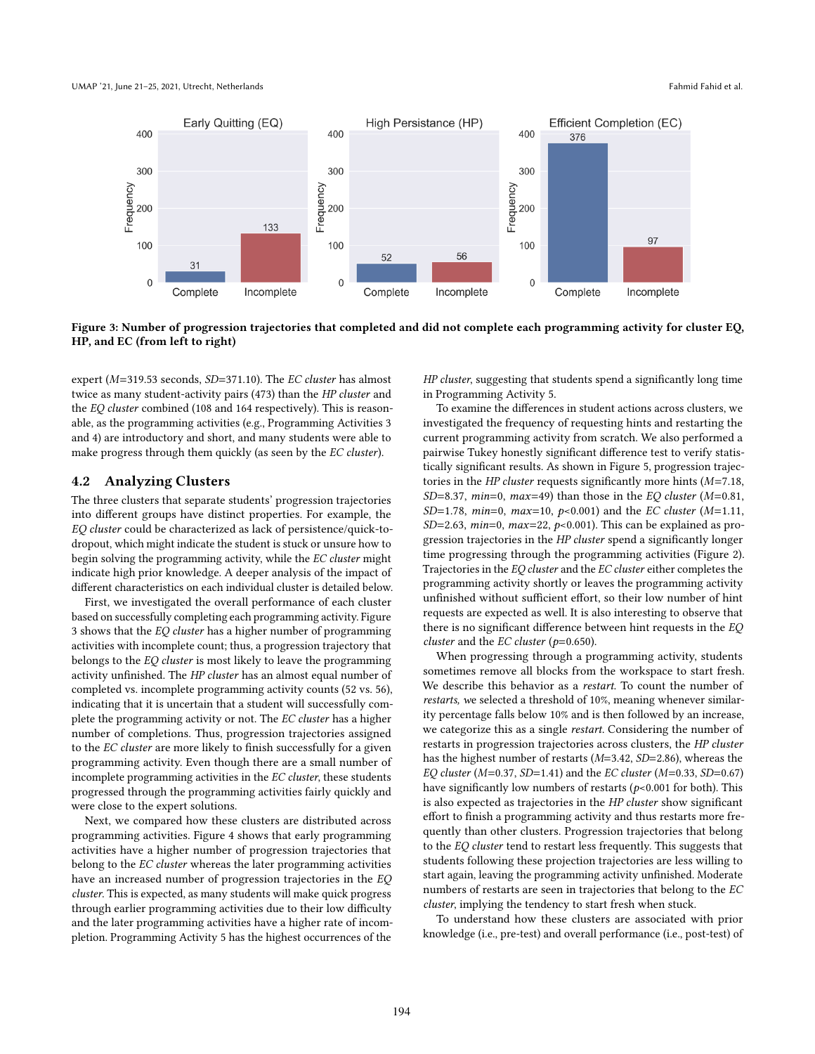Figure 3: Number of progression trajectories that completed and did not complete each programming activity for cluster EQ, HP, and EC (from left to right)

expert ($M$=319.53 seconds, $SD$=371.10). The *EC cluster* has almost twice as many student-activity pairs (473) than the *HP cluster* and the *EQ cluster* combined (108 and 164 respectively). This is reasonable, as the programming activities (e.g., Programming Activities 3 and 4) are introductory and short, and many students were able to make progress through them quickly (as seen by the *EC cluster*).

## 4.2 Analyzing Clusters

The three clusters that separate students' progression trajectories into different groups have distinct properties. For example, the *EQ cluster* could be characterized as lack of persistence/quick-to-dropout, which might indicate the student is stuck or unsure how to begin solving the programming activity, while the *EC cluster* might indicate high prior knowledge. A deeper analysis of the impact of different characteristics on each individual cluster is detailed below.

First, we investigated the overall performance of each cluster based on successfully completing each programming activity. Figure 3 shows that the *EQ cluster* has a higher number of programming activities with incomplete count; thus, a progression trajectory that belongs to the *EQ cluster* is most likely to leave the programming activity unfinished. The *HP cluster* has an almost equal number of completed vs. incomplete programming activity counts (52 vs. 56), indicating that it is uncertain that a student will successfully complete the programming activity or not. The *EC cluster* has a higher number of completions. Thus, progression trajectories assigned to the *EC cluster* are more likely to finish successfully for a given programming activity. Even though there are a small number of incomplete programming activities in the *EC cluster*, these students progressed through the programming activities fairly quickly and were close to the expert solutions.

Next, we compared how these clusters are distributed across programming activities. Figure 4 shows that early programming activities have a higher number of progression trajectories that belong to the *EC cluster* whereas the later programming activities have an increased number of progression trajectories in the *EQ cluster*. This is expected, as many students will make quick progress through earlier programming activities due to their low difficulty and the later programming activities have a higher rate of incompletion. Programming Activity 5 has the highest occurrences of the *HP cluster*, suggesting that students spend a significantly long time in Programming Activity 5.

To examine the differences in student actions across clusters, we investigated the frequency of requesting hints and restarting the current programming activity from scratch. We also performed a pairwise Tukey honestly significant difference test to verify statistically significant results. As shown in Figure 5, progression trajectories in the *HP cluster* requests significantly more hints ($M$=7.18, $SD$=8.37, $min$=0, $max$=49) than those in the *EQ cluster* ($M$=0.81, $SD$=1.78, $min$=0, $max$=10, $p$<0.001) and the *EC cluster* ($M$=1.11, $SD$=2.63, $min$=0, $max$=22, $p$<0.001). This can be explained as progression trajectories in the *HP cluster* spend a significantly longer time progressing through the programming activities (Figure 2). Trajectories in the *EQ cluster* and the *EC cluster* either completes the programming activity shortly or leaves the programming activity unfinished without sufficient effort, so their low number of hint requests are expected as well. It is also interesting to observe that there is no significant difference between hint requests in the *EQ cluster* and the *EC cluster* ($p$=0.650).

When progressing through a programming activity, students sometimes remove all blocks from the workspace to start fresh. We describe this behavior as a *restart*. To count the number of *restarts*, we selected a threshold of 10%, meaning whenever similarity percentage falls below 10% and is then followed by an increase, we categorize this as a single *restart*. Considering the number of restarts in progression trajectories across clusters, the *HP cluster* has the highest number of restarts ($M$=3.42, $SD$=2.86), whereas the *EQ cluster* ($M$=0.37, $SD$=1.41) and the *EC cluster* ($M$=0.33, $SD$=0.67) have significantly low numbers of restarts ($p$<0.001 for both). This is also expected as trajectories in the *HP cluster* show significant effort to finish a programming activity and thus restarts more frequently than other clusters. Progression trajectories that belong to the *EQ cluster* tend to restart less frequently. This suggests that students following these projection trajectories are less willing to start again, leaving the programming activity unfinished. Moderate numbers of restarts are seen in trajectories that belong to the *EC cluster*, implying the tendency to start fresh when stuck.

To understand how these clusters are associated with prior knowledge (i.e., pre-test) and overall performance (i.e., post-test) of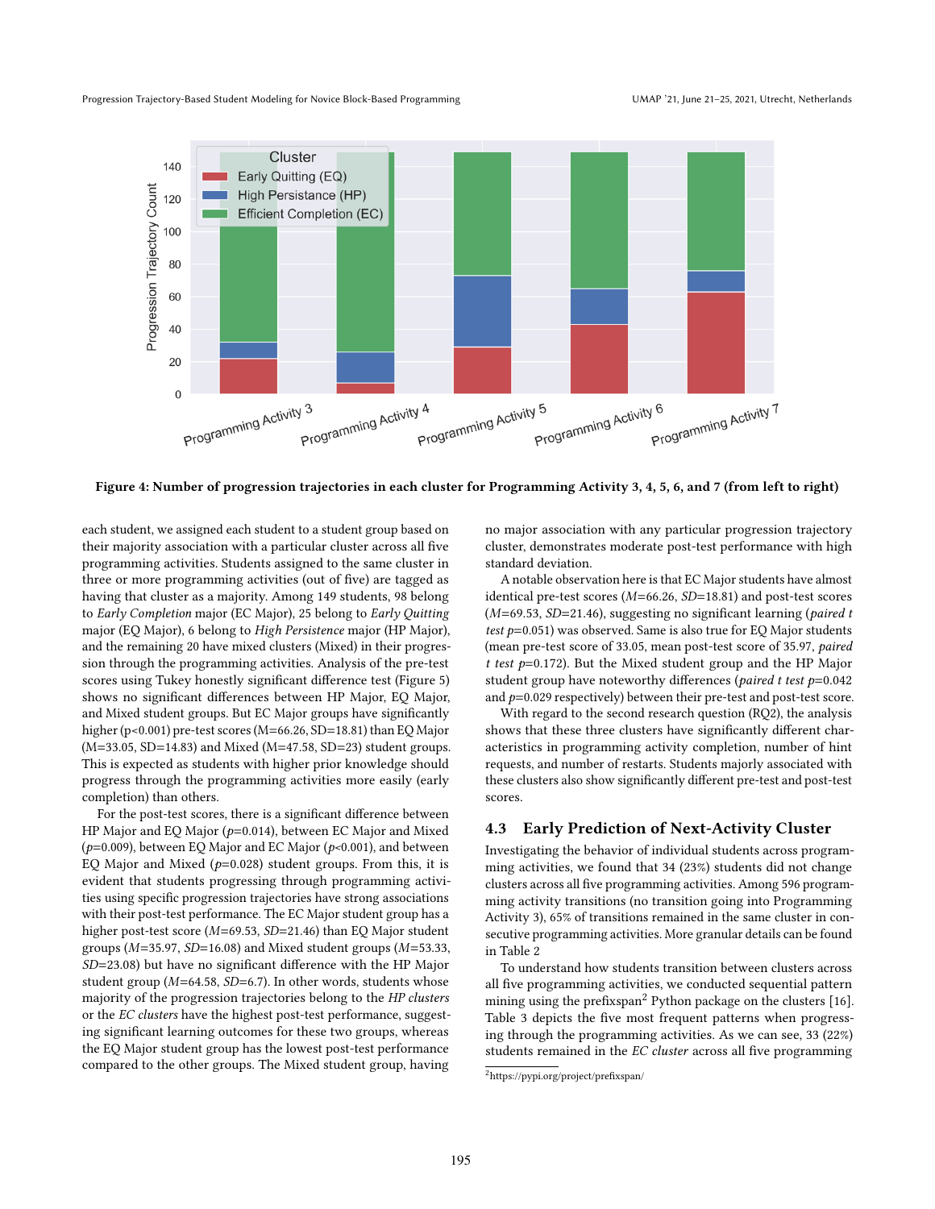Figure 4: Number of progression trajectories in each cluster for Programming Activity 3, 4, 5, 6, and 7 (from left to right)

each student, we assigned each student to a student group based on their majority association with a particular cluster across all five programming activities. Students assigned to the same cluster in three or more programming activities (out of five) are tagged as having that cluster as a majority. Among 149 students, 98 belong to *Early Completion* major (EC Major), 25 belong to *Early Quitting* major (EQ Major), 6 belong to *High Persistence* major (HP Major), and the remaining 20 have mixed clusters (Mixed) in their progression through the programming activities. Analysis of the pre-test scores using Tukey honestly significant difference test (Figure 5) shows no significant differences between HP Major, EQ Major, and Mixed student groups. But EC Major groups have significantly higher ($p<0.001$) pre-test scores (M=66.26, SD=18.81) than EQ Major (M=33.05, SD=14.83) and Mixed (M=47.58, SD=23) student groups. This is expected as students with higher prior knowledge should progress through the programming activities more easily (early completion) than others.

For the post-test scores, there is a significant difference between HP Major and EQ Major ($p$=0.014), between EC Major and Mixed ($p$=0.009), between EQ Major and EC Major ($p<0.001$), and between EQ Major and Mixed ($p$=0.028) student groups. From this, it is evident that students progressing through programming activities using specific progression trajectories have strong associations with their post-test performance. The EC Major student group has a higher post-test score ($M$=69.53, $SD$=21.46) than EQ Major student groups ($M$=35.97, $SD$=16.08) and Mixed student groups ($M$=53.33, $SD$=23.08) but have no significant difference with the HP Major student group ($M$=64.58, $SD$=6.7). In other words, students whose majority of the progression trajectories belong to the *HP clusters* or the *EC clusters* have the highest post-test performance, suggesting significant learning outcomes for these two groups, whereas the EQ Major student group has the lowest post-test performance compared to the other groups. The Mixed student group, having no major association with any particular progression trajectory cluster, demonstrates moderate post-test performance with high standard deviation.

A notable observation here is that EC Major students have almost identical pre-test scores ($M$=66.26, $SD$=18.81) and post-test scores ($M$=69.53, $SD$=21.46), suggesting no significant learning (*paired t test* $p$=0.051) was observed. Same is also true for EQ Major students (mean pre-test score of 33.05, mean post-test score of 35.97, *paired t test* $p$=0.172). But the Mixed student group and the HP Major student group have noteworthy differences (*paired t test* $p$=0.042 and $p$=0.029 respectively) between their pre-test and post-test score.

With regard to the second research question (RQ2), the analysis shows that these three clusters have significantly different characteristics in programming activity completion, number of hint requests, and number of restarts. Students majorly associated with these clusters also show significantly different pre-test and post-test scores.

## 4.3 Early Prediction of Next-Activity Cluster

Investigating the behavior of individual students across programming activities, we found that 34 (23%) students did not change clusters across all five programming activities. Among 596 programming activity transitions (no transition going into Programming Activity 3), 65% of transitions remained in the same cluster in consecutive programming activities. More granular details can be found in Table 2

To understand how students transition between clusters across all five programming activities, we conducted sequential pattern mining using the prefixspan[2] Python package on the clusters [16]. Table 3 depicts the five most frequent patterns when progressing through the programming activities. As we can see, 33 (22%) students remained in the *EC cluster* across all five programming

[2] https://pypi.org/project/prefixspan/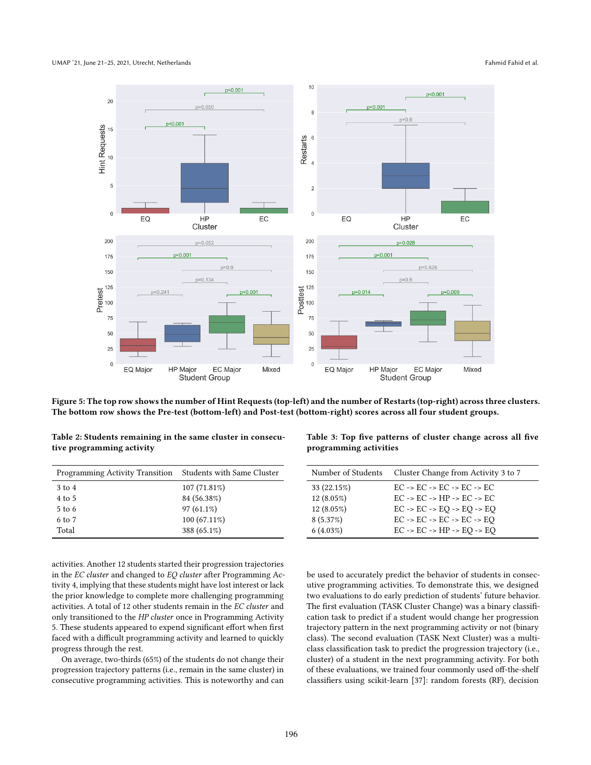Figure 5: The top row shows the number of Hint Requests (top-left) and the number of Restarts (top-right) across three clusters. The bottom row shows the Pre-test (bottom-left) and Post-test (bottom-right) scores across all four student groups.

**Table 2: Students remaining in the same cluster in consecutive programming activity**

| Programming Activity Transition | Students with Same Cluster |
|---|---|
| 3 to 4 | 107 (71.81%) |
| 4 to 5 | 84 (56.38%) |
| 5 to 6 | 97 (61.1%) |
| 6 to 7 | 100 (67.11%) |
| Total | 388 (65.1%) |

**Table 3: Top five patterns of cluster change across all five programming activities**

| Number of Students | Cluster Change from Activity 3 to 7 |
|---|---|
| 33 (22.15%) | EC -> EC -> EC -> EC -> EC |
| 12 (8.05%) | EC -> EC -> HP -> EC -> EC |
| 12 (8.05%) | EC -> EC -> EQ -> EQ -> EQ |
| 8 (5.37%) | EC -> EC -> EC -> EC -> EQ |
| 6 (4.03%) | EC -> EC -> HP -> EQ -> EQ |

activities. Another 12 students started their progression trajectories in the *EC cluster* and changed to *EQ cluster* after Programming Activity 4, implying that these students might have lost interest or lack the prior knowledge to complete more challenging programming activities. A total of 12 other students remain in the *EC cluster* and only transitioned to the *HP cluster* once in Programming Activity 5. These students appeared to expend significant effort when first faced with a difficult programming activity and learned to quickly progress through the rest.

On average, two-thirds (65%) of the students do not change their progression trajectory patterns (i.e., remain in the same cluster) in consecutive programming activities. This is noteworthy and can be used to accurately predict the behavior of students in consecutive programming activities. To demonstrate this, we designed two evaluations to do early prediction of students' future behavior. The first evaluation (TASK Cluster Change) was a binary classification task to predict if a student would change her progression trajectory pattern in the next programming activity or not (binary class). The second evaluation (TASK Next Cluster) was a multi-class classification task to predict the progression trajectory (i.e., cluster) of a student in the next programming activity. For both of these evaluations, we trained four commonly used off-the-shelf classifiers using scikit-learn [37]: random forests (RF), decision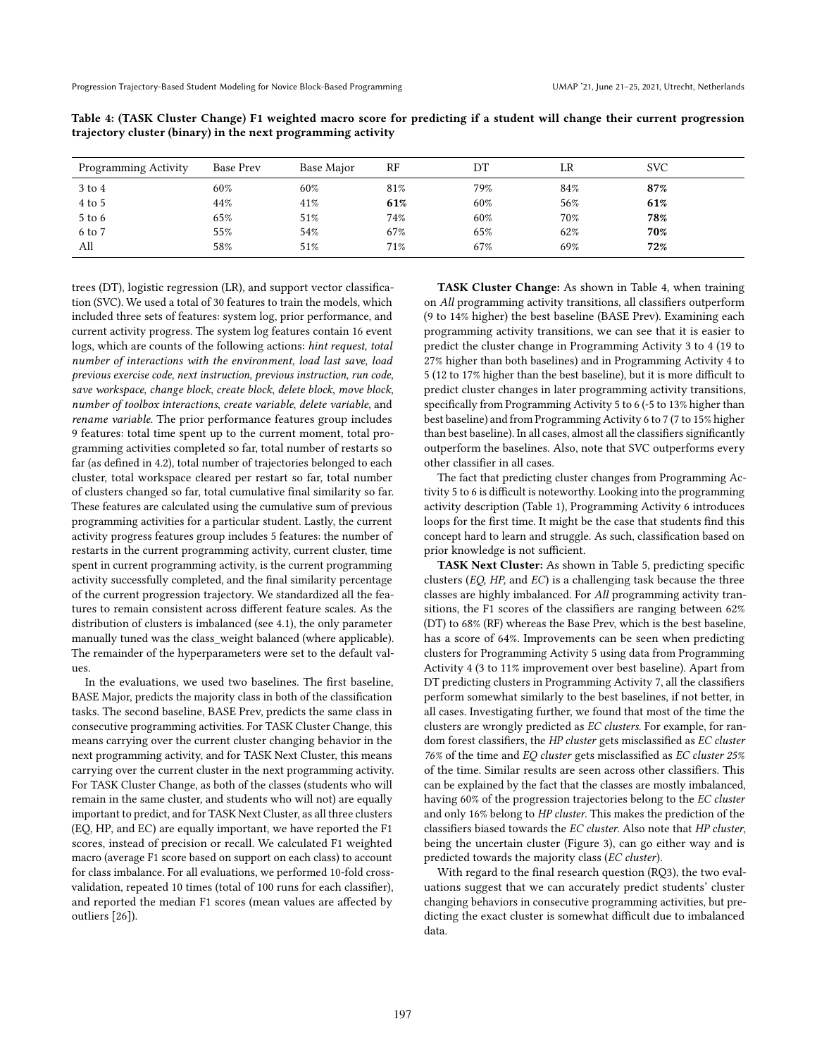**Table 4: (TASK Cluster Change) F1 weighted macro score for predicting if a student will change their current progression trajectory cluster (binary) in the next programming activity**

| Programming Activity | Base Prev | Base Major | RF | DT | LR | SVC |
|---|---|---|---|---|---|---|
| 3 to 4 | 60% | 60% | 81% | 79% | 84% | **87%** |
| 4 to 5 | 44% | 41% | **61%** | 60% | 56% | **61%** |
| 5 to 6 | 65% | 51% | 74% | 60% | 70% | **78%** |
| 6 to 7 | 55% | 54% | 67% | 65% | 62% | **70%** |
| All | 58% | 51% | 71% | 67% | 69% | **72%** |

trees (DT), logistic regression (LR), and support vector classification (SVC). We used a total of 30 features to train the models, which included three sets of features: system log, prior performance, and current activity progress. The system log features contain 16 event logs, which are counts of the following actions: *hint request*, *total number of interactions with the environment*, *load last save*, *load previous exercise code*, *next instruction*, *previous instruction*, *run code*, *save workspace*, *change block*, *create block*, *delete block*, *move block*, *number of toolbox interactions*, *create variable*, *delete variable*, and *rename variable*. The prior performance features group includes 9 features: total time spent up to the current moment, total programming activities completed so far, total number of restarts so far (as defined in 4.2), total number of trajectories belonged to each cluster, total workspace cleared per restart so far, total number of clusters changed so far, total cumulative final similarity so far. These features are calculated using the cumulative sum of previous programming activities for a particular student. Lastly, the current activity progress features group includes 5 features: the number of restarts in the current programming activity, current cluster, time spent in current programming activity, is the current programming activity successfully completed, and the final similarity percentage of the current progression trajectory. We standardized all the features to remain consistent across different feature scales. As the distribution of clusters is imbalanced (see 4.1), the only parameter manually tuned was the class_weight balanced (where applicable). The remainder of the hyperparameters were set to the default values.

In the evaluations, we used two baselines. The first baseline, BASE Major, predicts the majority class in both of the classification tasks. The second baseline, BASE Prev, predicts the same class in consecutive programming activities. For TASK Cluster Change, this means carrying over the current cluster changing behavior in the next programming activity, and for TASK Next Cluster, this means carrying over the current cluster in the next programming activity. For TASK Cluster Change, as both of the classes (students who will remain in the same cluster, and students who will not) are equally important to predict, and for TASK Next Cluster, as all three clusters (EQ, HP, and EC) are equally important, we have reported the F1 scores, instead of precision or recall. We calculated F1 weighted macro (average F1 score based on support on each class) to account for class imbalance. For all evaluations, we performed 10-fold cross-validation, repeated 10 times (total of 100 runs for each classifier), and reported the median F1 scores (mean values are affected by outliers [26]).

**TASK Cluster Change:** As shown in Table 4, when training on *All* programming activity transitions, all classifiers outperform (9 to 14% higher) the best baseline (BASE Prev). Examining each programming activity transitions, we can see that it is easier to predict the cluster change in Programming Activity 3 to 4 (19 to 27% higher than both baselines) and in Programming Activity 4 to 5 (12 to 17% higher than the best baseline), but it is more difficult to predict cluster changes in later programming activity transitions, specifically from Programming Activity 5 to 6 (-5 to 13% higher than best baseline) and from Programming Activity 6 to 7 (7 to 15% higher than best baseline). In all cases, almost all the classifiers significantly outperform the baselines. Also, note that SVC outperforms every other classifier in all cases.

The fact that predicting cluster changes from Programming Activity 5 to 6 is difficult is noteworthy. Looking into the programming activity description (Table 1), Programming Activity 6 introduces loops for the first time. It might be the case that students find this concept hard to learn and struggle. As such, classification based on prior knowledge is not sufficient.

**TASK Next Cluster:** As shown in Table 5, predicting specific clusters (*EQ, HP,* and *EC*) is a challenging task because the three classes are highly imbalanced. For *All* programming activity transitions, the F1 scores of the classifiers are ranging between 62% (DT) to 68% (RF) whereas the Base Prev, which is the best baseline, has a score of 64%. Improvements can be seen when predicting clusters for Programming Activity 5 using data from Programming Activity 4 (3 to 11% improvement over best baseline). Apart from DT predicting clusters in Programming Activity 7, all the classifiers perform somewhat similarly to the best baselines, if not better, in all cases. Investigating further, we found that most of the time the clusters are wrongly predicted as *EC clusters*. For example, for random forest classifiers, the *HP cluster* gets misclassified as *EC cluster 76%* of the time and *EQ cluster* gets misclassified as *EC cluster 25%* of the time. Similar results are seen across other classifiers. This can be explained by the fact that the classes are mostly imbalanced, having 60% of the progression trajectories belong to the *EC cluster* and only 16% belong to *HP cluster*. This makes the prediction of the classifiers biased towards the *EC cluster*. Also note that *HP cluster*, being the uncertain cluster (Figure 3), can go either way and is predicted towards the majority class (*EC cluster*).

With regard to the final research question (RQ3), the two evaluations suggest that we can accurately predict students' cluster changing behaviors in consecutive programming activities, but predicting the exact cluster is somewhat difficult due to imbalanced data.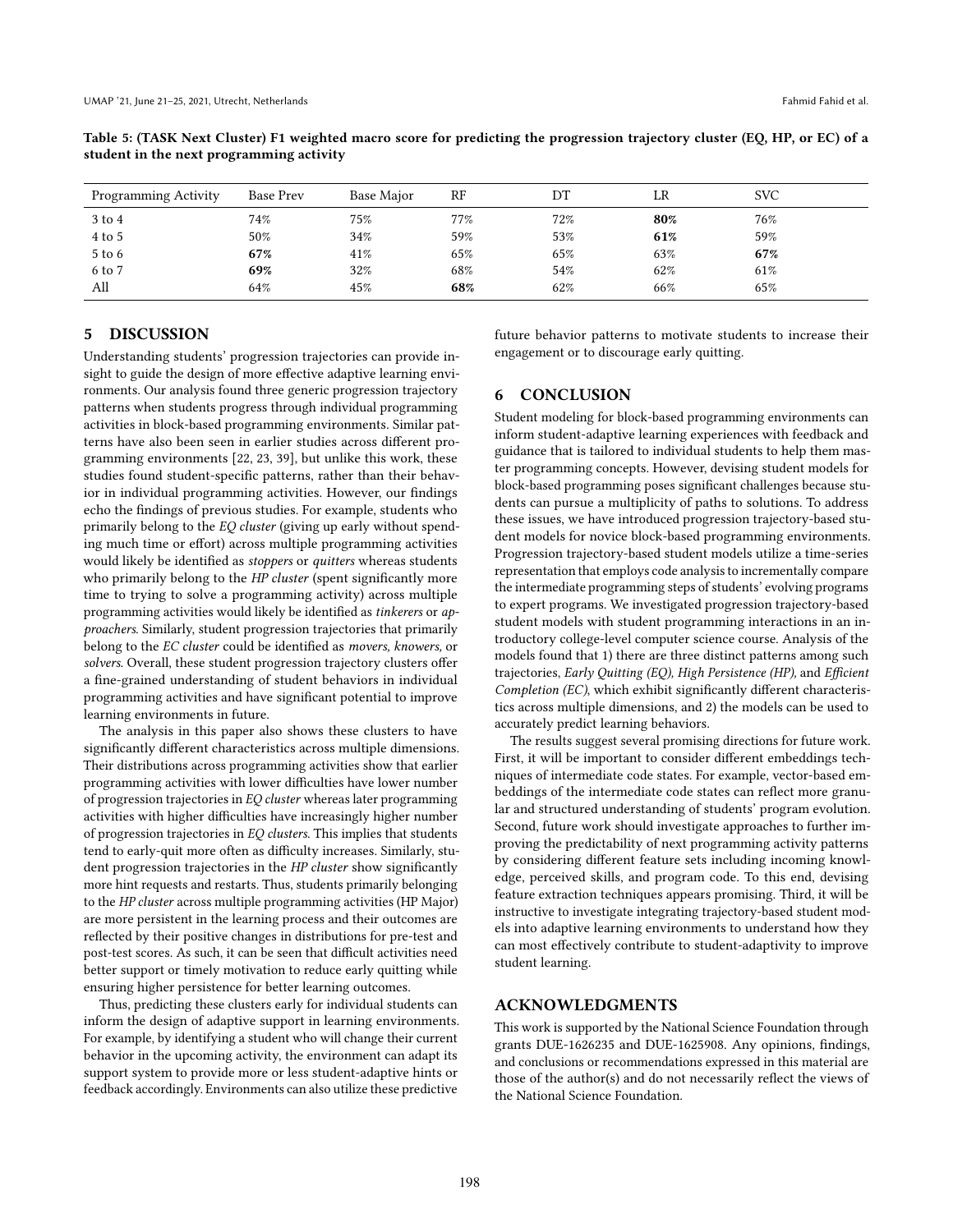**Table 5: (TASK Next Cluster) F1 weighted macro score for predicting the progression trajectory cluster (EQ, HP, or EC) of a student in the next programming activity**

| Programming Activity | Base Prev | Base Major | RF | DT | LR | SVC |
|---|---|---|---|---|---|---|
| 3 to 4 | 74% | 75% | 77% | 72% | **80%** | 76% |
| 4 to 5 | 50% | 34% | 59% | 53% | **61%** | 59% |
| 5 to 6 | **67%** | 41% | 65% | 65% | 63% | **67%** |
| 6 to 7 | **69%** | 32% | 68% | 54% | 62% | 61% |
| All | 64% | 45% | **68%** | 62% | 66% | 65% |

## 5 DISCUSSION

Understanding students' progression trajectories can provide insight to guide the design of more effective adaptive learning environments. Our analysis found three generic progression trajectory patterns when students progress through individual programming activities in block-based programming environments. Similar patterns have also been seen in earlier studies across different programming environments [22, 23, 39], but unlike this work, these studies found student-specific patterns, rather than their behavior in individual programming activities. However, our findings echo the findings of previous studies. For example, students who primarily belong to the *EQ cluster* (giving up early without spending much time or effort) across multiple programming activities would likely be identified as *stoppers* or *quitters* whereas students who primarily belong to the *HP cluster* (spent significantly more time to trying to solve a programming activity) across multiple programming activities would likely be identified as *tinkerers* or *approachers*. Similarly, student progression trajectories that primarily belong to the *EC cluster* could be identified as *movers, knowers,* or *solvers*. Overall, these student progression trajectory clusters offer a fine-grained understanding of student behaviors in individual programming activities and have significant potential to improve learning environments in future.

The analysis in this paper also shows these clusters to have significantly different characteristics across multiple dimensions. Their distributions across programming activities show that earlier programming activities with lower difficulties have lower number of progression trajectories in *EQ cluster* whereas later programming activities with higher difficulties have increasingly higher number of progression trajectories in *EQ clusters*. This implies that students tend to early-quit more often as difficulty increases. Similarly, student progression trajectories in the *HP cluster* show significantly more hint requests and restarts. Thus, students primarily belonging to the *HP cluster* across multiple programming activities (HP Major) are more persistent in the learning process and their outcomes are reflected by their positive changes in distributions for pre-test and post-test scores. As such, it can be seen that difficult activities need better support or timely motivation to reduce early quitting while ensuring higher persistence for better learning outcomes.

Thus, predicting these clusters early for individual students can inform the design of adaptive support in learning environments. For example, by identifying a student who will change their current behavior in the upcoming activity, the environment can adapt its support system to provide more or less student-adaptive hints or feedback accordingly. Environments can also utilize these predictive future behavior patterns to motivate students to increase their engagement or to discourage early quitting.

## 6 CONCLUSION

Student modeling for block-based programming environments can inform student-adaptive learning experiences with feedback and guidance that is tailored to individual students to help them master programming concepts. However, devising student models for block-based programming poses significant challenges because students can pursue a multiplicity of paths to solutions. To address these issues, we have introduced progression trajectory-based student models for novice block-based programming environments. Progression trajectory-based student models utilize a time-series representation that employs code analysis to incrementally compare the intermediate programming steps of students' evolving programs to expert programs. We investigated progression trajectory-based student models with student programming interactions in an introductory college-level computer science course. Analysis of the models found that 1) there are three distinct patterns among such trajectories, *Early Quitting (EQ), High Persistence (HP),* and *Efficient Completion (EC)*, which exhibit significantly different characteristics across multiple dimensions, and 2) the models can be used to accurately predict learning behaviors.

The results suggest several promising directions for future work. First, it will be important to consider different embeddings techniques of intermediate code states. For example, vector-based embeddings of the intermediate code states can reflect more granular and structured understanding of students' program evolution. Second, future work should investigate approaches to further improving the predictability of next programming activity patterns by considering different feature sets including incoming knowledge, perceived skills, and program code. To this end, devising feature extraction techniques appears promising. Third, it will be instructive to investigate integrating trajectory-based student models into adaptive learning environments to understand how they can most effectively contribute to student-adaptivity to improve student learning.

## ACKNOWLEDGMENTS

This work is supported by the National Science Foundation through grants DUE-1626235 and DUE-1625908. Any opinions, findings, and conclusions or recommendations expressed in this material are those of the author(s) and do not necessarily reflect the views of the National Science Foundation.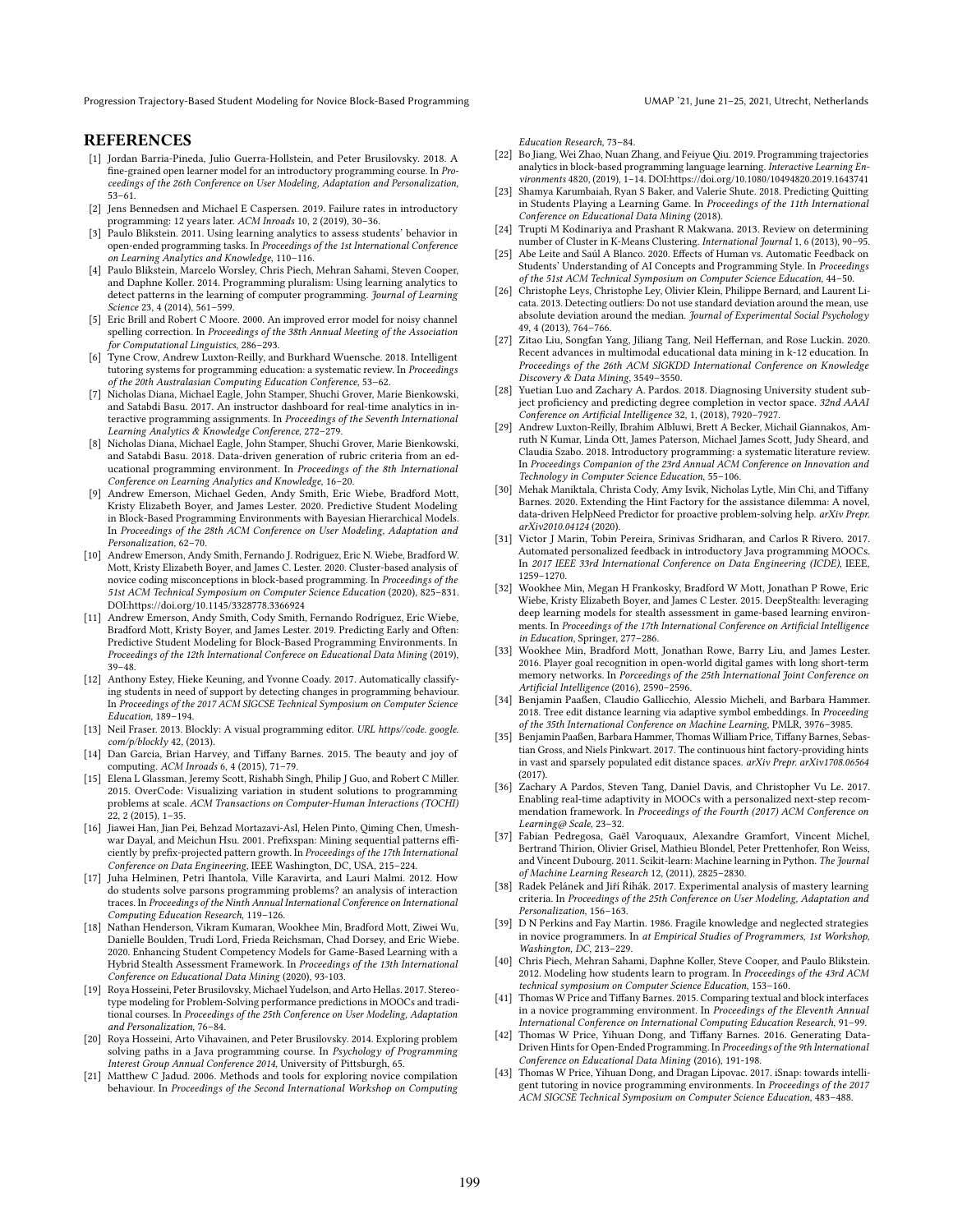## REFERENCES

[1] Jordan Barria-Pineda, Julio Guerra-Hollstein, and Peter Brusilovsky. 2018. A fine-grained open learner model for an introductory programming course. In *Proceedings of the 26th Conference on User Modeling, Adaptation and Personalization*, 53–61.

[2] Jens Bennedsen and Michael E Caspersen. 2019. Failure rates in introductory programming: 12 years later. *ACM Inroads* 10, 2 (2019), 30–36.

[3] Paulo Blikstein. 2011. Using learning analytics to assess students' behavior in open-ended programming tasks. In *Proceedings of the 1st International Conference on Learning Analytics and Knowledge*, 110–116.

[4] Paulo Blikstein, Marcelo Worsley, Chris Piech, Mehran Sahami, Steven Cooper, and Daphne Koller. 2014. Programming pluralism: Using learning analytics to detect patterns in the learning of computer programming. *Journal of Learning Science* 23, 4 (2014), 561–599.

[5] Eric Brill and Robert C Moore. 2000. An improved error model for noisy channel spelling correction. In *Proceedings of the 38th Annual Meeting of the Association for Computational Linguistics*, 286–293.

[6] Tyne Crow, Andrew Luxton-Reilly, and Burkhard Wuensche. 2018. Intelligent tutoring systems for programming education: a systematic review. In *Proceedings of the 20th Australasian Computing Education Conference*, 53–62.

[7] Nicholas Diana, Michael Eagle, John Stamper, Shuchi Grover, Marie Bienkowski, and Satabdi Basu. 2017. An instructor dashboard for real-time analytics in interactive programming assignments. In *Proceedings of the Seventh International Learning Analytics & Knowledge Conference*, 272–279.

[8] Nicholas Diana, Michael Eagle, John Stamper, Shuchi Grover, Marie Bienkowski, and Satabdi Basu. 2018. Data-driven generation of rubric criteria from an educational programming environment. In *Proceedings of the 8th International Conference on Learning Analytics and Knowledge*, 16–20.

[9] Andrew Emerson, Michael Geden, Andy Smith, Eric Wiebe, Bradford Mott, Kristy Elizabeth Boyer, and James Lester. 2020. Predictive Student Modeling in Block-Based Programming Environments with Bayesian Hierarchical Models. In *Proceedings of the 28th ACM Conference on User Modeling, Adaptation and Personalization*, 62–70.

[10] Andrew Emerson, Andy Smith, Fernando J. Rodriguez, Eric N. Wiebe, Bradford W. Mott, Kristy Elizabeth Boyer, and James C. Lester. 2020. Cluster-based analysis of novice coding misconceptions in block-based programming. In *Proceedings of the 51st ACM Technical Symposium on Computer Science Education* (2020), 825–831. DOI:https://doi.org/10.1145/3328778.3366924

[11] Andrew Emerson, Andy Smith, Cody Smith, Fernando Rodríguez, Eric Wiebe, Bradford Mott, Kristy Boyer, and James Lester. 2019. Predicting Early and Often: Predictive Student Modeling for Block-Based Programming Environments. In *Proceedings of the 12th International Conferece on Educational Data Mining* (2019), 39–48.

[12] Anthony Estey, Hieke Keuning, and Yvonne Coady. 2017. Automatically classifying students in need of support by detecting changes in programming behaviour. In *Proceedings of the 2017 ACM SIGCSE Technical Symposium on Computer Science Education*, 189–194.

[13] Neil Fraser. 2013. Blockly: A visual programming editor. *URL https//code. google. com/p/blockly* 42, (2013).

[14] Dan Garcia, Brian Harvey, and Tiffany Barnes. 2015. The beauty and joy of computing. *ACM Inroads* 6, 4 (2015), 71–79.

[15] Elena L Glassman, Jeremy Scott, Rishabh Singh, Philip J Guo, and Robert C Miller. 2015. OverCode: Visualizing variation in student solutions to programming problems at scale. *ACM Transactions on Computer-Human Interactions (TOCHI)* 22, 2 (2015), 1–35.

[16] Jiawei Han, Jian Pei, Behzad Mortazavi-Asl, Helen Pinto, Qiming Chen, Umeshwar Dayal, and Meichun Hsu. 2001. Prefixspan: Mining sequential patterns efficiently by prefix-projected pattern growth. In *Proceedings of the 17th International Conference on Data Engineering*, IEEE Washington, DC, USA, 215–224.

[17] Juha Helminen, Petri Ihantola, Ville Karavirta, and Lauri Malmi. 2012. How do students solve parsons programming problems? an analysis of interaction traces. In *Proceedings of the Ninth Annual International Conference on International Computing Education Research*, 119–126.

[18] Nathan Henderson, Vikram Kumaran, Wookhee Min, Bradford Mott, Ziwei Wu, Danielle Boulden, Trudi Lord, Frieda Reichsman, Chad Dorsey, and Eric Wiebe. 2020. Enhancing Student Competency Models for Game-Based Learning with a Hybrid Stealth Assessment Framework. In *Proceedings of the 13th International Conference on Educational Data Mining* (2020), 93-103.

[19] Roya Hosseini, Peter Brusilovsky, Michael Yudelson, and Arto Hellas. 2017. Stereotype modeling for Problem-Solving performance predictions in MOOCs and traditional courses. In *Proceedings of the 25th Conference on User Modeling, Adaptation and Personalization*, 76–84.

[20] Roya Hosseini, Arto Vihavainen, and Peter Brusilovsky. 2014. Exploring problem solving paths in a Java programming course. In *Psychology of Programming Interest Group Annual Conference 2014*, University of Pittsburgh, 65.

[21] Matthew C Jadud. 2006. Methods and tools for exploring novice compilation behaviour. In *Proceedings of the Second International Workshop on Computing Education Research*, 73–84.

[22] Bo Jiang, Wei Zhao, Nuan Zhang, and Feiyue Qiu. 2019. Programming trajectories analytics in block-based programming language learning. *Interactive Learning Environments* 4820, (2019), 1–14. DOI:https://doi.org/10.1080/10494820.2019.1643741

[23] Shamya Karumbaiah, Ryan S Baker, and Valerie Shute. 2018. Predicting Quitting in Students Playing a Learning Game. In *Proceedings of the 11th International Conference on Educational Data Mining* (2018).

[24] Trupti M Kodinariya and Prashant R Makwana. 2013. Review on determining number of Cluster in K-Means Clustering. *International Journal* 1, 6 (2013), 90–95.

[25] Abe Leite and Saúl A Blanco. 2020. Effects of Human vs. Automatic Feedback on Students' Understanding of AI Concepts and Programming Style. In *Proceedings of the 51st ACM Technical Symposium on Computer Science Education*, 44–50.

[26] Christophe Leys, Christophe Ley, Olivier Klein, Philippe Bernard, and Laurent Licata. 2013. Detecting outliers: Do not use standard deviation around the mean, use absolute deviation around the median. *Journal of Experimental Social Psychology* 49, 4 (2013), 764–766.

[27] Zitao Liu, Songfan Yang, Jiliang Tang, Neil Heffernan, and Rose Luckin. 2020. Recent advances in multimodal educational data mining in k-12 education. In *Proceedings of the 26th ACM SIGKDD International Conference on Knowledge Discovery & Data Mining*, 3549–3550.

[28] Yuetian Luo and Zachary A. Pardos. 2018. Diagnosing University student subject proficiency and predicting degree completion in vector space. *32nd AAAI Conference on Artificial Intelligence* 32, 1, (2018), 7920–7927.

[29] Andrew Luxton-Reilly, Ibrahim Albluwi, Brett A Becker, Michail Giannakos, Amruth N Kumar, Linda Ott, James Paterson, Michael James Scott, Judy Sheard, and Claudia Szabo. 2018. Introductory programming: a systematic literature review. In *Proceedings Companion of the 23rd Annual ACM Conference on Innovation and Technology in Computer Science Education*, 55–106.

[30] Mehak Maniktala, Christa Cody, Amy Isvik, Nicholas Lytle, Min Chi, and Tiffany Barnes. 2020. Extending the Hint Factory for the assistance dilemma: A novel, data-driven HelpNeed Predictor for proactive problem-solving help. *arXiv Prepr. arXiv2010.04124* (2020).

[31] Victor J Marin, Tobin Pereira, Srinivas Sridharan, and Carlos R Rivero. 2017. Automated personalized feedback in introductory Java programming MOOCs. In *2017 IEEE 33rd International Conference on Data Engineering (ICDE)*, IEEE, 1259–1270.

[32] Wookhee Min, Megan H Frankosky, Bradford W Mott, Jonathan P Rowe, Eric Wiebe, Kristy Elizabeth Boyer, and James C Lester. 2015. DeepStealth: leveraging deep learning models for stealth assessment in game-based learning environments. In *Proceedings of the 17th International Conference on Artificial Intelligence in Education*, Springer, 277–286.

[33] Wookhee Min, Bradford Mott, Jonathan Rowe, Barry Liu, and James Lester. 2016. Player goal recognition in open-world digital games with long short-term memory networks. In *Porceedings of the 25th International Joint Conference on Artificial Intelligence* (2016), 2590–2596.

[34] Benjamin Paaßen, Claudio Gallicchio, Alessio Micheli, and Barbara Hammer. 2018. Tree edit distance learning via adaptive symbol embeddings. In *Proceeding of the 35th International Conference on Machine Learning*, PMLR, 3976–3985.

[35] Benjamin Paaßen, Barbara Hammer, Thomas William Price, Tiffany Barnes, Sebastian Gross, and Niels Pinkwart. 2017. The continuous hint factory-providing hints in vast and sparsely populated edit distance spaces. *arXiv Prepr. arXiv1708.06564* (2017).

[36] Zachary A Pardos, Steven Tang, Daniel Davis, and Christopher Vu Le. 2017. Enabling real-time adaptivity in MOOCs with a personalized next-step recommendation framework. In *Proceedings of the Fourth (2017) ACM Conference on Learning@ Scale*, 23–32.

[37] Fabian Pedregosa, Gaël Varoquaux, Alexandre Gramfort, Vincent Michel, Bertrand Thirion, Olivier Grisel, Mathieu Blondel, Peter Prettenhofer, Ron Weiss, and Vincent Dubourg. 2011. Scikit-learn: Machine learning in Python. *The Journal of Machine Learning Research* 12, (2011), 2825–2830.

[38] Radek Pelánek and Jiří Řihák. 2017. Experimental analysis of mastery learning criteria. In *Proceedings of the 25th Conference on User Modeling, Adaptation and Personalization*, 156–163.

[39] D N Perkins and Fay Martin. 1986. Fragile knowledge and neglected strategies in novice programmers. In *at Empirical Studies of Programmers, 1st Workshop, Washington, DC*, 213–229.

[40] Chris Piech, Mehran Sahami, Daphne Koller, Steve Cooper, and Paulo Blikstein. 2012. Modeling how students learn to program. In *Proceedings of the 43rd ACM technical symposium on Computer Science Education*, 153–160.

[41] Thomas W Price and Tiffany Barnes. 2015. Comparing textual and block interfaces in a novice programming environment. In *Proceedings of the Eleventh Annual International Conference on International Computing Education Research*, 91–99.

[42] Thomas W Price, Yihuan Dong, and Tiffany Barnes. 2016. Generating Data-Driven Hints for Open-Ended Programming. In *Proceedings of the 9th International Conference on Educational Data Mining* (2016), 191-198.

[43] Thomas W Price, Yihuan Dong, and Dragan Lipovac. 2017. iSnap: towards intelligent tutoring in novice programming environments. In *Proceedings of the 2017 ACM SIGCSE Technical Symposium on Computer Science Education*, 483–488.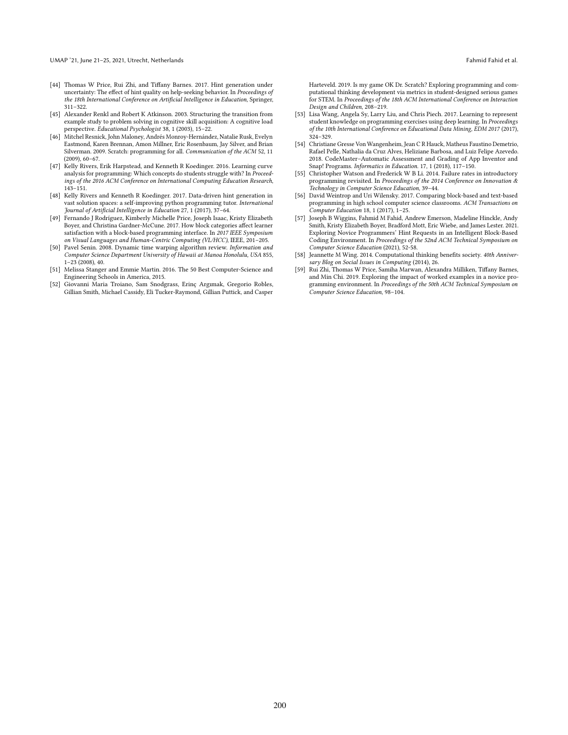[44] Thomas W Price, Rui Zhi, and Tiffany Barnes. 2017. Hint generation under uncertainty: The effect of hint quality on help-seeking behavior. In *Proceedings of the 18th International Conference on Artificial Intelligence in Education*, Springer, 311–322.

[45] Alexander Renkl and Robert K Atkinson. 2003. Structuring the transition from example study to problem solving in cognitive skill acquisition: A cognitive load perspective. *Educational Psychologist* 38, 1 (2003), 15–22.

[46] Mitchel Resnick, John Maloney, Andrés Monroy-Hernández, Natalie Rusk, Evelyn Eastmond, Karen Brennan, Amon Millner, Eric Rosenbaum, Jay Silver, and Brian Silverman. 2009. Scratch: programming for all. *Communication of the ACM* 52, 11 (2009), 60–67.

[47] Kelly Rivers, Erik Harpstead, and Kenneth R Koedinger. 2016. Learning curve analysis for programming: Which concepts do students struggle with? In *Proceedings of the 2016 ACM Conference on International Computing Education Research*, 143–151.

[48] Kelly Rivers and Kenneth R Koedinger. 2017. Data-driven hint generation in vast solution spaces: a self-improving python programming tutor. *International Journal of Artificial Intelligence in Education* 27, 1 (2017), 37–64.

[49] Fernando J Rodríguez, Kimberly Michelle Price, Joseph Isaac, Kristy Elizabeth Boyer, and Christina Gardner-McCune. 2017. How block categories affect learner satisfaction with a block-based programming interface. In *2017 IEEE Symposium on Visual Languages and Human-Centric Computing (VL/HCC)*, IEEE, 201–205.

[50] Pavel Senin. 2008. Dynamic time warping algorithm review. *Information and Computer Science Department University of Hawaii at Manoa Honolulu, USA* 855, 1–23 (2008), 40.

[51] Melissa Stanger and Emmie Martin. 2016. The 50 Best Computer-Science and Engineering Schools in America, 2015.

[52] Giovanni Maria Troiano, Sam Snodgrass, Erinç Argımak, Gregorio Robles, Gillian Smith, Michael Cassidy, Eli Tucker-Raymond, Gillian Puttick, and Casper Harteveld. 2019. Is my game OK Dr. Scratch? Exploring programming and computational thinking development via metrics in student-designed serious games for STEM. In *Proceedings of the 18th ACM International Conference on Interaction Design and Children*, 208–219.

[53] Lisa Wang, Angela Sy, Larry Liu, and Chris Piech. 2017. Learning to represent student knowledge on programming exercises using deep learning. In *Proceedings of the 10th International Conference on Educational Data Mining, EDM 2017* (2017), 324–329.

[54] Christiane Gresse Von Wangenheim, Jean C R Hauck, Matheus Faustino Demetrio, Rafael Pelle, Nathalia da Cruz Alves, Heliziane Barbosa, and Luiz Felipe Azevedo. 2018. CodeMaster–Automatic Assessment and Grading of App Inventor and Snap! Programs. *Informatics in Education.* 17, 1 (2018), 117–150.

[55] Christopher Watson and Frederick W B Li. 2014. Failure rates in introductory programming revisited. In *Proceedings of the 2014 Conference on Innovation & Technology in Computer Science Education*, 39–44.

[56] David Weintrop and Uri Wilensky. 2017. Comparing block-based and text-based programming in high school computer science classrooms. *ACM Transactions on Computer Education* 18, 1 (2017), 1–25.

[57] Joseph B Wiggins, Fahmid M Fahid, Andrew Emerson, Madeline Hinckle, Andy Smith, Kristy Elizabeth Boyer, Bradford Mott, Eric Wiebe, and James Lester. 2021. Exploring Novice Programmers' Hint Requests in an Intelligent Block-Based Coding Environment. In *Proceedings of the 52nd ACM Technical Symposium on Computer Science Education* (2021), 52-58.

[58] Jeannette M Wing. 2014. Computational thinking benefits society. *40th Anniversary Blog on Social Issues in Computing* (2014), 26.

[59] Rui Zhi, Thomas W Price, Samiha Marwan, Alexandra Milliken, Tiffany Barnes, and Min Chi. 2019. Exploring the impact of worked examples in a novice programming environment. In *Proceedings of the 50th ACM Technical Symposium on Computer Science Education*, 98–104.